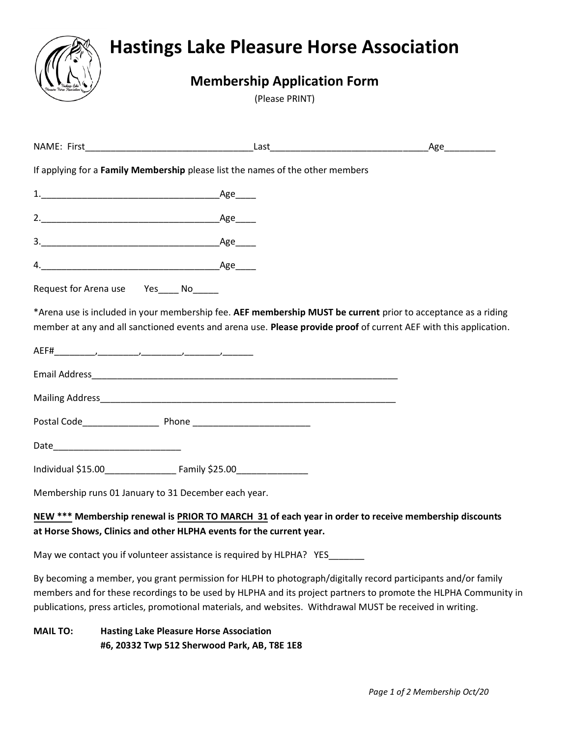# Hastings Lake Pleasure Horse Association

## Membership Application Form

(Please PRINT)

NAME: First_________________________________Last_______________________________Age__________

If applying for a **Family Membership** please list the names of the other members

1.___________________________________Age____

2.___________________________________Age____

3.___________________________________Age____

4.___________________________________Age____

Request for Arena use Yes____ No_____

*Arena use is included in your membership fee. **AEF membership MUST be current** prior to acceptance as a riding member at any and all sanctioned events and arena use. **Please provide proof** of current AEF with this application.

AEF#________,________,________,_______,______

Email Address_______________________________________________________________

Mailing Address_____________________________________________________________

Postal Code_______________ Phone _______________________

Date_________________________

Individual $15.00______________ Family $25.00______________

Membership runs 01 January to 31 December each year.

**NEW \*\*\* Membership renewal is PRIOR TO MARCH 31 of each year in order to receive membership discounts at Horse Shows, Clinics and other HLPHA events for the current year.**

May we contact you if volunteer assistance is required by HLPHA? YES_______

By becoming a member, you grant permission for HLPH to photograph/digitally record participants and/or family members and for these recordings to be used by HLPHA and its project partners to promote the HLPHA Community in publications, press articles, promotional materials, and websites. Withdrawal MUST be received in writing.

**MAIL TO:** **Hasting Lake Pleasure Horse Association**
**#6, 20332 Twp 512 Sherwood Park, AB, T8E 1E8**

*Membership Oct/20*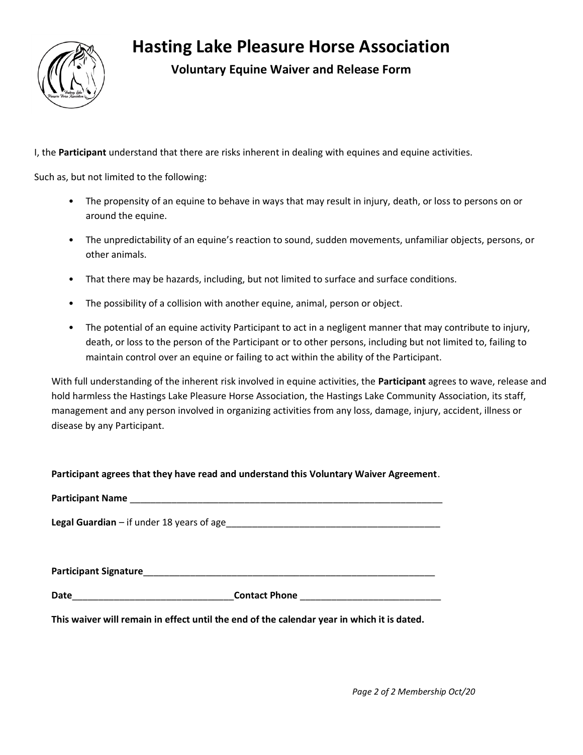# Hasting Lake Pleasure Horse Association

## Voluntary Equine Waiver and Release Form

I, the **Participant** understand that there are risks inherent in dealing with equines and equine activities.

Such as, but not limited to the following:

- The propensity of an equine to behave in ways that may result in injury, death, or loss to persons on or around the equine.
- The unpredictability of an equine's reaction to sound, sudden movements, unfamiliar objects, persons, or other animals.
- That there may be hazards, including, but not limited to surface and surface conditions.
- The possibility of a collision with another equine, animal, person or object.
- The potential of an equine activity Participant to act in a negligent manner that may contribute to injury, death, or loss to the person of the Participant or to other persons, including but not limited to, failing to maintain control over an equine or failing to act within the ability of the Participant.

With full understanding of the inherent risk involved in equine activities, the **Participant** agrees to wave, release and hold harmless the Hastings Lake Pleasure Horse Association, the Hastings Lake Community Association, its staff, management and any person involved in organizing activities from any loss, damage, injury, accident, illness or disease by any Participant.

**Participant agrees that they have read and understand this Voluntary Waiver Agreement**.

**Participant Name** ______________________________________________________________

**Legal Guardian** – if under 18 years of age_________________________________________

**Participant Signature**___________________________________________________________

**Date**_______________________________**Contact Phone** ___________________________

**This waiver will remain in effect until the end of the calendar year in which it is dated.**

*Membership Oct/20*